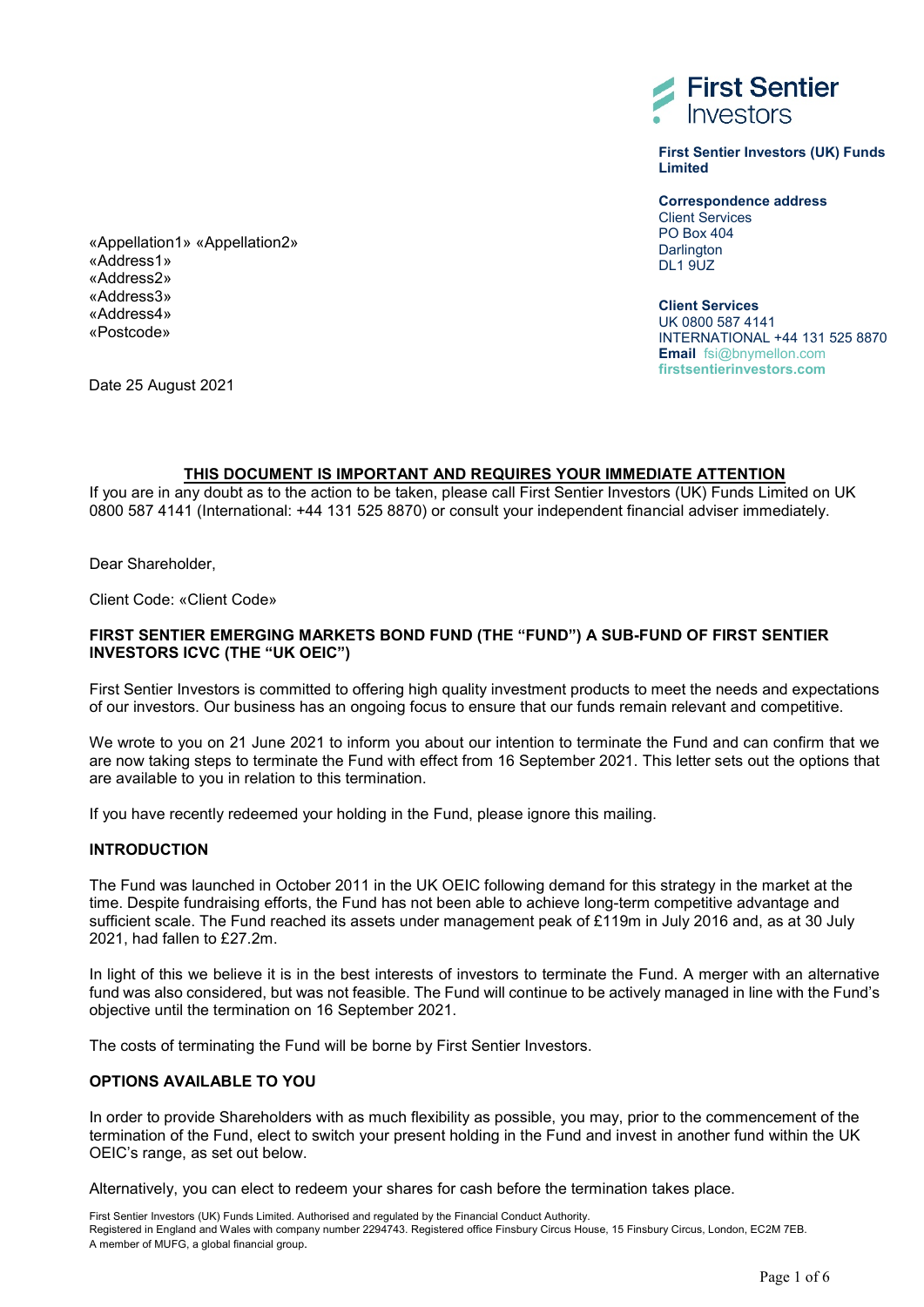First Sentier Investors

**First Sentier Investors (UK) Funds Limited**

**Correspondence address**
Client Services
PO Box 404
Darlington
DL1 9UZ

**Client Services**
UK 0800 587 4141
INTERNATIONAL +44 131 525 8870
**Email** fsi@bnymellon.com
**firstsentierinvestors.com**

«Appellation1» «Appellation2»
«Address1»
«Address2»
«Address3»
«Address4»
«Postcode»

Date 25 August 2021

**THIS DOCUMENT IS IMPORTANT AND REQUIRES YOUR IMMEDIATE ATTENTION**

If you are in any doubt as to the action to be taken, please call First Sentier Investors (UK) Funds Limited on UK 0800 587 4141 (International: +44 131 525 8870) or consult your independent financial adviser immediately.

Dear Shareholder,

Client Code: «Client Code»

**FIRST SENTIER EMERGING MARKETS BOND FUND (THE "FUND") A SUB-FUND OF FIRST SENTIER INVESTORS ICVC (THE "UK OEIC")**

First Sentier Investors is committed to offering high quality investment products to meet the needs and expectations of our investors. Our business has an ongoing focus to ensure that our funds remain relevant and competitive.

We wrote to you on 21 June 2021 to inform you about our intention to terminate the Fund and can confirm that we are now taking steps to terminate the Fund with effect from 16 September 2021. This letter sets out the options that are available to you in relation to this termination.

If you have recently redeemed your holding in the Fund, please ignore this mailing.

**INTRODUCTION**

The Fund was launched in October 2011 in the UK OEIC following demand for this strategy in the market at the time. Despite fundraising efforts, the Fund has not been able to achieve long-term competitive advantage and sufficient scale. The Fund reached its assets under management peak of £119m in July 2016 and, as at 30 July 2021, had fallen to £27.2m.

In light of this we believe it is in the best interests of investors to terminate the Fund. A merger with an alternative fund was also considered, but was not feasible. The Fund will continue to be actively managed in line with the Fund's objective until the termination on 16 September 2021.

The costs of terminating the Fund will be borne by First Sentier Investors.

**OPTIONS AVAILABLE TO YOU**

In order to provide Shareholders with as much flexibility as possible, you may, prior to the commencement of the termination of the Fund, elect to switch your present holding in the Fund and invest in another fund within the UK OEIC's range, as set out below.

Alternatively, you can elect to redeem your shares for cash before the termination takes place.

First Sentier Investors (UK) Funds Limited. Authorised and regulated by the Financial Conduct Authority.
Registered in England and Wales with company number 2294743. Registered office Finsbury Circus House, 15 Finsbury Circus, London, EC2M 7EB.
A member of MUFG, a global financial group.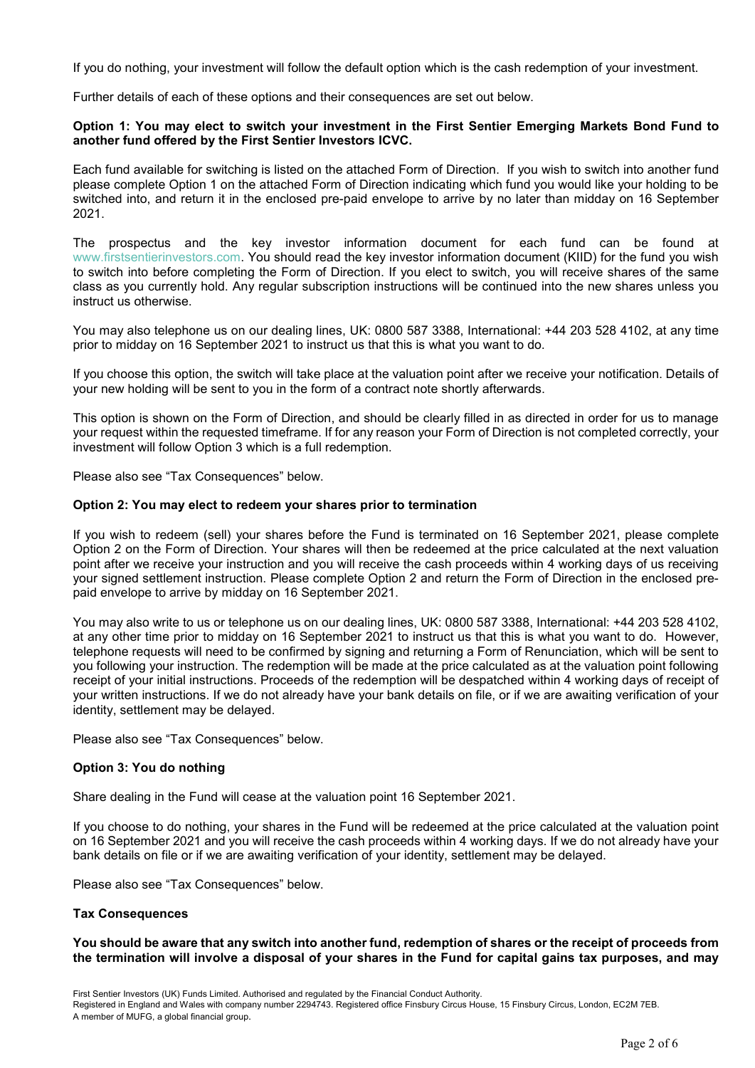If you do nothing, your investment will follow the default option which is the cash redemption of your investment.

Further details of each of these options and their consequences are set out below.

**Option 1: You may elect to switch your investment in the First Sentier Emerging Markets Bond Fund to another fund offered by the First Sentier Investors ICVC.**

Each fund available for switching is listed on the attached Form of Direction. If you wish to switch into another fund please complete Option 1 on the attached Form of Direction indicating which fund you would like your holding to be switched into, and return it in the enclosed pre-paid envelope to arrive by no later than midday on 16 September 2021.

The prospectus and the key investor information document for each fund can be found at www.firstsentierinvestors.com. You should read the key investor information document (KIID) for the fund you wish to switch into before completing the Form of Direction. If you elect to switch, you will receive shares of the same class as you currently hold. Any regular subscription instructions will be continued into the new shares unless you instruct us otherwise.

You may also telephone us on our dealing lines, UK: 0800 587 3388, International: +44 203 528 4102, at any time prior to midday on 16 September 2021 to instruct us that this is what you want to do.

If you choose this option, the switch will take place at the valuation point after we receive your notification. Details of your new holding will be sent to you in the form of a contract note shortly afterwards.

This option is shown on the Form of Direction, and should be clearly filled in as directed in order for us to manage your request within the requested timeframe. If for any reason your Form of Direction is not completed correctly, your investment will follow Option 3 which is a full redemption.

Please also see "Tax Consequences" below.

**Option 2: You may elect to redeem your shares prior to termination**

If you wish to redeem (sell) your shares before the Fund is terminated on 16 September 2021, please complete Option 2 on the Form of Direction. Your shares will then be redeemed at the price calculated at the next valuation point after we receive your instruction and you will receive the cash proceeds within 4 working days of us receiving your signed settlement instruction. Please complete Option 2 and return the Form of Direction in the enclosed pre-paid envelope to arrive by midday on 16 September 2021.

You may also write to us or telephone us on our dealing lines, UK: 0800 587 3388, International: +44 203 528 4102, at any other time prior to midday on 16 September 2021 to instruct us that this is what you want to do. However, telephone requests will need to be confirmed by signing and returning a Form of Renunciation, which will be sent to you following your instruction. The redemption will be made at the price calculated as at the valuation point following receipt of your initial instructions. Proceeds of the redemption will be despatched within 4 working days of receipt of your written instructions. If we do not already have your bank details on file, or if we are awaiting verification of your identity, settlement may be delayed.

Please also see "Tax Consequences" below.

**Option 3: You do nothing**

Share dealing in the Fund will cease at the valuation point 16 September 2021.

If you choose to do nothing, your shares in the Fund will be redeemed at the price calculated at the valuation point on 16 September 2021 and you will receive the cash proceeds within 4 working days. If we do not already have your bank details on file or if we are awaiting verification of your identity, settlement may be delayed.

Please also see "Tax Consequences" below.

**Tax Consequences**

**You should be aware that any switch into another fund, redemption of shares or the receipt of proceeds from the termination will involve a disposal of your shares in the Fund for capital gains tax purposes, and may**

First Sentier Investors (UK) Funds Limited. Authorised and regulated by the Financial Conduct Authority.
Registered in England and Wales with company number 2294743. Registered office Finsbury Circus House, 15 Finsbury Circus, London, EC2M 7EB.
A member of MUFG, a global financial group.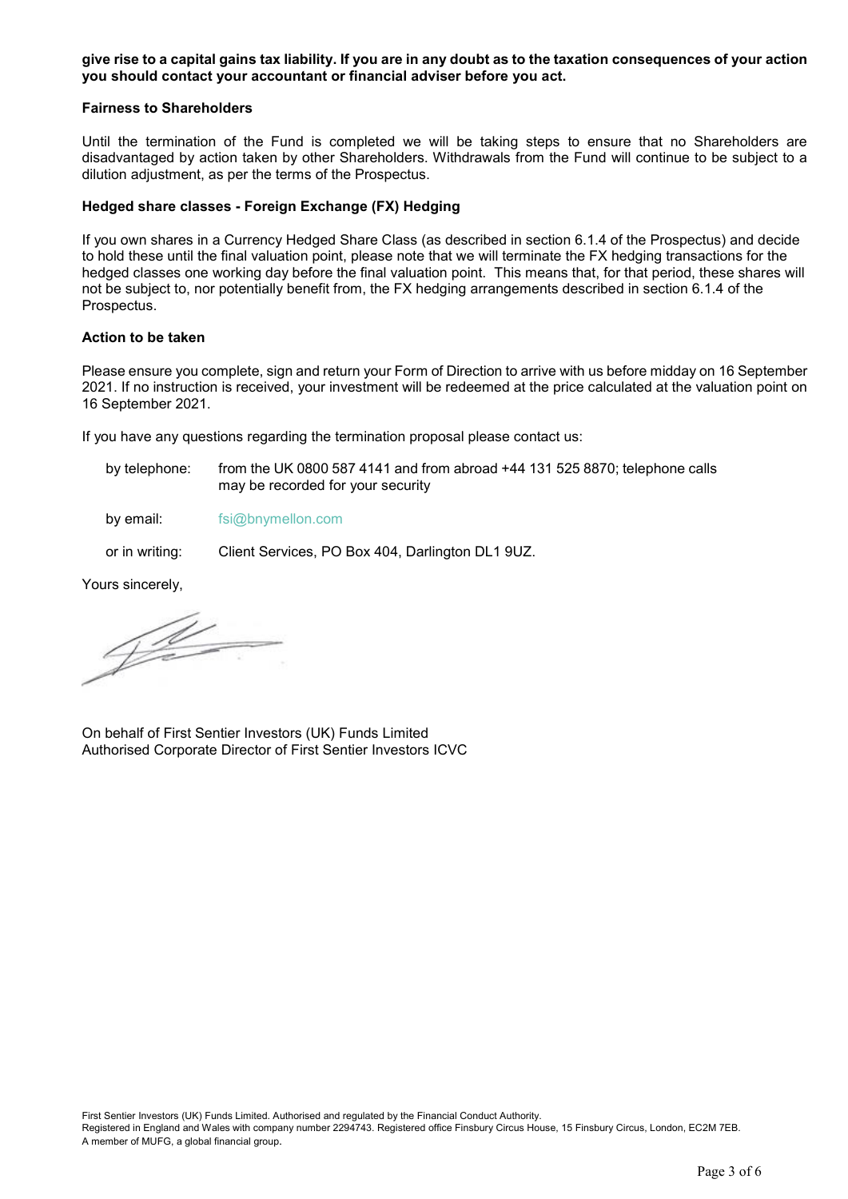**give rise to a capital gains tax liability. If you are in any doubt as to the taxation consequences of your action you should contact your accountant or financial adviser before you act.**

### Fairness to Shareholders

Until the termination of the Fund is completed we will be taking steps to ensure that no Shareholders are disadvantaged by action taken by other Shareholders. Withdrawals from the Fund will continue to be subject to a dilution adjustment, as per the terms of the Prospectus.

### Hedged share classes - Foreign Exchange (FX) Hedging

If you own shares in a Currency Hedged Share Class (as described in section 6.1.4 of the Prospectus) and decide to hold these until the final valuation point, please note that we will terminate the FX hedging transactions for the hedged classes one working day before the final valuation point. This means that, for that period, these shares will not be subject to, nor potentially benefit from, the FX hedging arrangements described in section 6.1.4 of the Prospectus.

### Action to be taken

Please ensure you complete, sign and return your Form of Direction to arrive with us before midday on 16 September 2021. If no instruction is received, your investment will be redeemed at the price calculated at the valuation point on 16 September 2021.

If you have any questions regarding the termination proposal please contact us:

- by telephone: from the UK 0800 587 4141 and from abroad +44 131 525 8870; telephone calls may be recorded for your security
- by email: fsi@bnymellon.com
- or in writing: Client Services, PO Box 404, Darlington DL1 9UZ.

Yours sincerely,

On behalf of First Sentier Investors (UK) Funds Limited
Authorised Corporate Director of First Sentier Investors ICVC

First Sentier Investors (UK) Funds Limited. Authorised and regulated by the Financial Conduct Authority.
Registered in England and Wales with company number 2294743. Registered office Finsbury Circus House, 15 Finsbury Circus, London, EC2M 7EB.
A member of MUFG, a global financial group.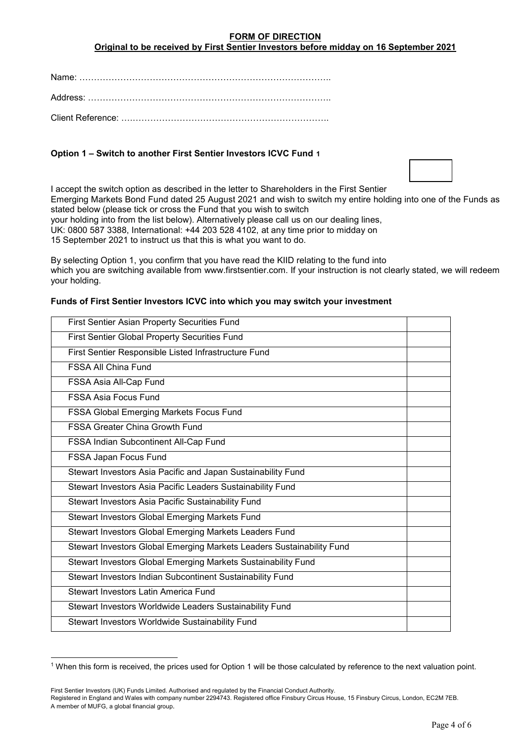**FORM OF DIRECTION**
**Original to be received by First Sentier Investors before midday on 16 September 2021**

Name: ……………………………………………………………………….

Address: …………………………………………………………………….

Client Reference: …………………………………………………………….

### Option 1 – Switch to another First Sentier Investors ICVC Fund [1]

I accept the switch option as described in the letter to Shareholders in the First Sentier Emerging Markets Bond Fund dated 25 August 2021 and wish to switch my entire holding into one of the Funds as stated below (please tick or cross the Fund that you wish to switch your holding into from the list below). Alternatively please call us on our dealing lines, UK: 0800 587 3388, International: +44 203 528 4102, at any time prior to midday on 15 September 2021 to instruct us that this is what you want to do.

By selecting Option 1, you confirm that you have read the KIID relating to the fund into which you are switching available from www.firstsentier.com. If your instruction is not clearly stated, we will redeem your holding.

**Funds of First Sentier Investors ICVC into which you may switch your investment**

| Fund | |
|---|---|
| First Sentier Asian Property Securities Fund | |
| First Sentier Global Property Securities Fund | |
| First Sentier Responsible Listed Infrastructure Fund | |
| FSSA All China Fund | |
| FSSA Asia All-Cap Fund | |
| FSSA Asia Focus Fund | |
| FSSA Global Emerging Markets Focus Fund | |
| FSSA Greater China Growth Fund | |
| FSSA Indian Subcontinent All-Cap Fund | |
| FSSA Japan Focus Fund | |
| Stewart Investors Asia Pacific and Japan Sustainability Fund | |
| Stewart Investors Asia Pacific Leaders Sustainability Fund | |
| Stewart Investors Asia Pacific Sustainability Fund | |
| Stewart Investors Global Emerging Markets Fund | |
| Stewart Investors Global Emerging Markets Leaders Fund | |
| Stewart Investors Global Emerging Markets Leaders Sustainability Fund | |
| Stewart Investors Global Emerging Markets Sustainability Fund | |
| Stewart Investors Indian Subcontinent Sustainability Fund | |
| Stewart Investors Latin America Fund | |
| Stewart Investors Worldwide Leaders Sustainability Fund | |
| Stewart Investors Worldwide Sustainability Fund | |

[1] When this form is received, the prices used for Option 1 will be those calculated by reference to the next valuation point.

First Sentier Investors (UK) Funds Limited. Authorised and regulated by the Financial Conduct Authority.
Registered in England and Wales with company number 2294743. Registered office Finsbury Circus House, 15 Finsbury Circus, London, EC2M 7EB.
A member of MUFG, a global financial group.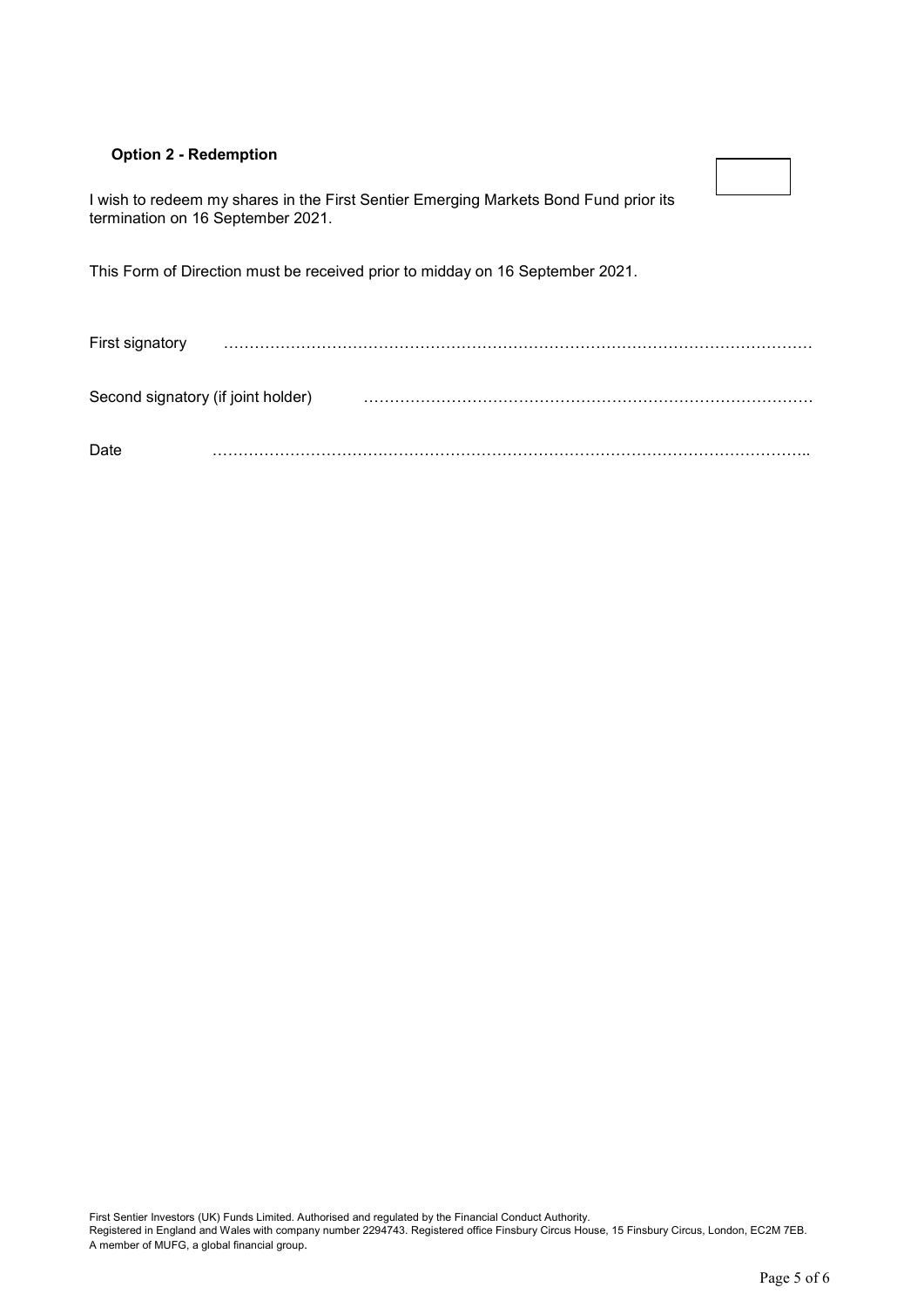**Option 2 - Redemption**

I wish to redeem my shares in the First Sentier Emerging Markets Bond Fund prior its termination on 16 September 2021.

This Form of Direction must be received prior to midday on 16 September 2021.

First signatory ………………………………………………………………………………………………

Second signatory (if joint holder) ……………………………………………………………………………

Date ………………………………………………………………………………………………..

First Sentier Investors (UK) Funds Limited. Authorised and regulated by the Financial Conduct Authority.
Registered in England and Wales with company number 2294743. Registered office Finsbury Circus House, 15 Finsbury Circus, London, EC2M 7EB.
A member of MUFG, a global financial group.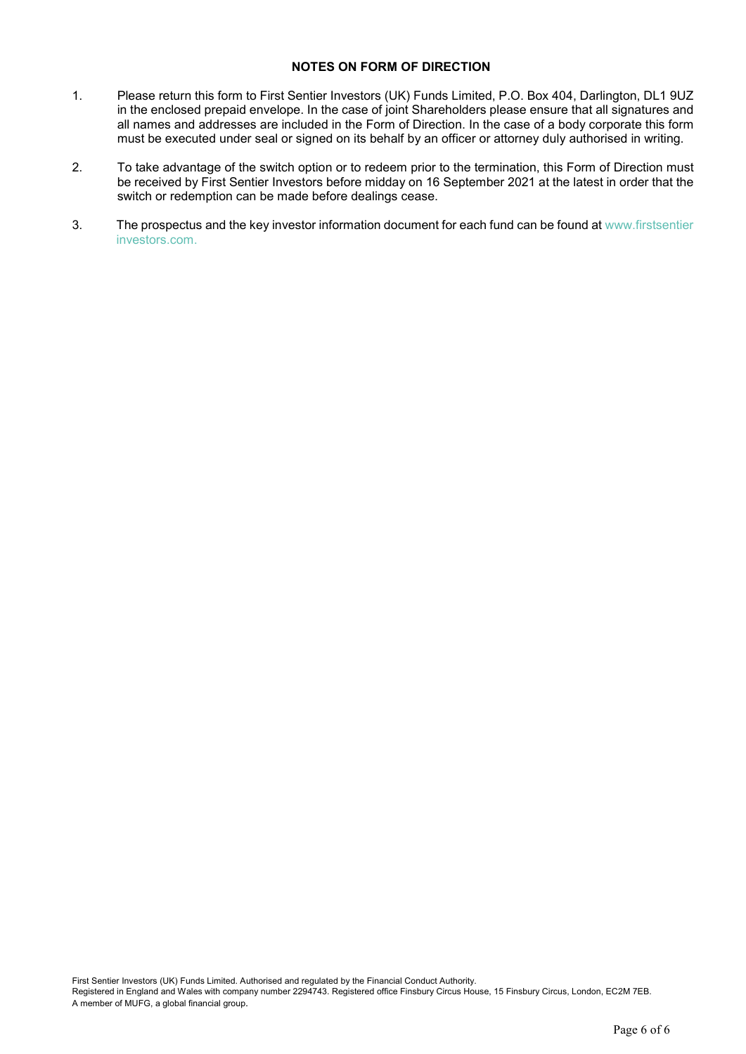## NOTES ON FORM OF DIRECTION

1. Please return this form to First Sentier Investors (UK) Funds Limited, P.O. Box 404, Darlington, DL1 9UZ in the enclosed prepaid envelope. In the case of joint Shareholders please ensure that all signatures and all names and addresses are included in the Form of Direction. In the case of a body corporate this form must be executed under seal or signed on its behalf by an officer or attorney duly authorised in writing.

2. To take advantage of the switch option or to redeem prior to the termination, this Form of Direction must be received by First Sentier Investors before midday on 16 September 2021 at the latest in order that the switch or redemption can be made before dealings cease.

3. The prospectus and the key investor information document for each fund can be found at www.firstsentierinvestors.com.

First Sentier Investors (UK) Funds Limited. Authorised and regulated by the Financial Conduct Authority.
Registered in England and Wales with company number 2294743. Registered office Finsbury Circus House, 15 Finsbury Circus, London, EC2M 7EB.
A member of MUFG, a global financial group.